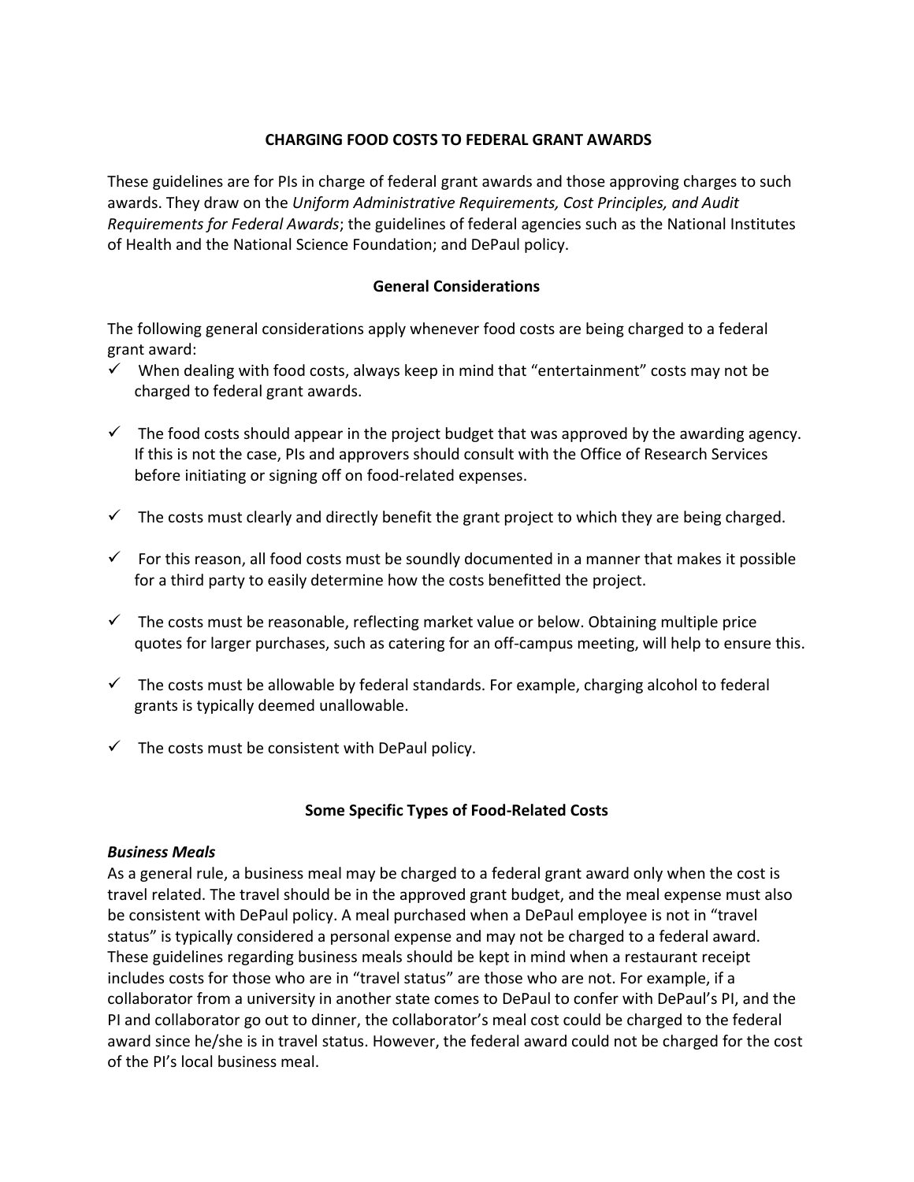# CHARGING FOOD COSTS TO FEDERAL GRANT AWARDS

These guidelines are for PIs in charge of federal grant awards and those approving charges to such awards. They draw on the *Uniform Administrative Requirements, Cost Principles, and Audit Requirements for Federal Awards*; the guidelines of federal agencies such as the National Institutes of Health and the National Science Foundation; and DePaul policy.

## General Considerations

The following general considerations apply whenever food costs are being charged to a federal grant award:

- ✓ When dealing with food costs, always keep in mind that “entertainment” costs may not be charged to federal grant awards.
- ✓ The food costs should appear in the project budget that was approved by the awarding agency. If this is not the case, PIs and approvers should consult with the Office of Research Services before initiating or signing off on food-related expenses.
- ✓ The costs must clearly and directly benefit the grant project to which they are being charged.
- ✓ For this reason, all food costs must be soundly documented in a manner that makes it possible for a third party to easily determine how the costs benefitted the project.
- ✓ The costs must be reasonable, reflecting market value or below. Obtaining multiple price quotes for larger purchases, such as catering for an off-campus meeting, will help to ensure this.
- ✓ The costs must be allowable by federal standards. For example, charging alcohol to federal grants is typically deemed unallowable.
- ✓ The costs must be consistent with DePaul policy.

## Some Specific Types of Food-Related Costs

### *Business Meals*

As a general rule, a business meal may be charged to a federal grant award only when the cost is travel related. The travel should be in the approved grant budget, and the meal expense must also be consistent with DePaul policy. A meal purchased when a DePaul employee is not in “travel status” is typically considered a personal expense and may not be charged to a federal award. These guidelines regarding business meals should be kept in mind when a restaurant receipt includes costs for those who are in “travel status” are those who are not. For example, if a collaborator from a university in another state comes to DePaul to confer with DePaul’s PI, and the PI and collaborator go out to dinner, the collaborator’s meal cost could be charged to the federal award since he/she is in travel status. However, the federal award could not be charged for the cost of the PI’s local business meal.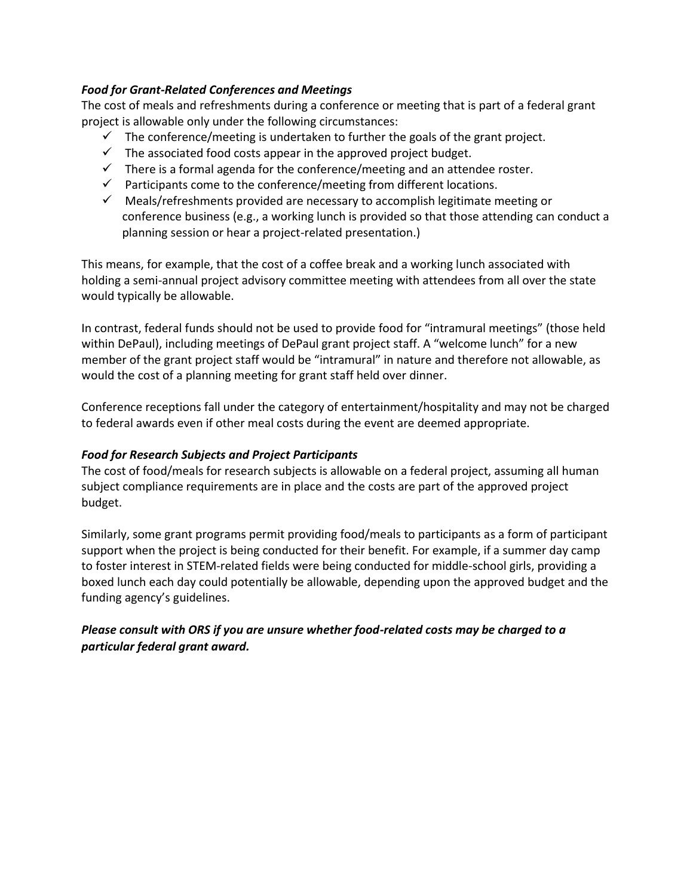### *Food for Grant-Related Conferences and Meetings*

The cost of meals and refreshments during a conference or meeting that is part of a federal grant project is allowable only under the following circumstances:

- ✓ The conference/meeting is undertaken to further the goals of the grant project.
- ✓ The associated food costs appear in the approved project budget.
- ✓ There is a formal agenda for the conference/meeting and an attendee roster.
- ✓ Participants come to the conference/meeting from different locations.
- ✓ Meals/refreshments provided are necessary to accomplish legitimate meeting or conference business (e.g., a working lunch is provided so that those attending can conduct a planning session or hear a project-related presentation.)

This means, for example, that the cost of a coffee break and a working lunch associated with holding a semi-annual project advisory committee meeting with attendees from all over the state would typically be allowable.

In contrast, federal funds should not be used to provide food for "intramural meetings" (those held within DePaul), including meetings of DePaul grant project staff. A "welcome lunch" for a new member of the grant project staff would be "intramural" in nature and therefore not allowable, as would the cost of a planning meeting for grant staff held over dinner.

Conference receptions fall under the category of entertainment/hospitality and may not be charged to federal awards even if other meal costs during the event are deemed appropriate.

### *Food for Research Subjects and Project Participants*

The cost of food/meals for research subjects is allowable on a federal project, assuming all human subject compliance requirements are in place and the costs are part of the approved project budget.

Similarly, some grant programs permit providing food/meals to participants as a form of participant support when the project is being conducted for their benefit. For example, if a summer day camp to foster interest in STEM-related fields were being conducted for middle-school girls, providing a boxed lunch each day could potentially be allowable, depending upon the approved budget and the funding agency's guidelines.

***Please consult with ORS if you are unsure whether food-related costs may be charged to a particular federal grant award.***